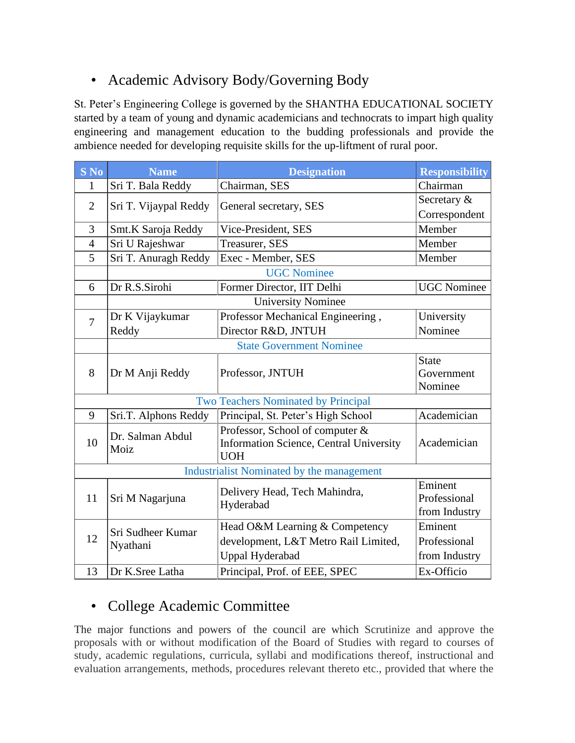- Academic Advisory Body/Governing Body

St. Peter's Engineering College is governed by the SHANTHA EDUCATIONAL SOCIETY started by a team of young and dynamic academicians and technocrats to impart high quality engineering and management education to the budding professionals and provide the ambience needed for developing requisite skills for the up-liftment of rural poor.

| S No | Name | Designation | Responsibility |
|---|---|---|---|
| 1 | Sri T. Bala Reddy | Chairman, SES | Chairman |
| 2 | Sri T. Vijaypal Reddy | General secretary, SES | Secretary & Correspondent |
| 3 | Smt.K Saroja Reddy | Vice-President, SES | Member |
| 4 | Sri U Rajeshwar | Treasurer, SES | Member |
| 5 | Sri T. Anuragh Reddy | Exec - Member, SES | Member |
| | UGC Nominee | | |
| 6 | Dr R.S.Sirohi | Former Director, IIT Delhi | UGC Nominee |
| | University Nominee | | |
| 7 | Dr K Vijaykumar Reddy | Professor Mechanical Engineering , Director R&D, JNTUH | University Nominee |
| | State Government Nominee | | |
| 8 | Dr M Anji Reddy | Professor, JNTUH | State Government Nominee |
| Two Teachers Nominated by Principal | | | |
| 9 | Sri.T. Alphons Reddy | Principal, St. Peter's High School | Academician |
| 10 | Dr. Salman Abdul Moiz | Professor, School of computer & Information Science, Central University UOH | Academician |
| Industrialist Nominated by the management | | | |
| 11 | Sri M Nagarjuna | Delivery Head, Tech Mahindra, Hyderabad | Eminent Professional from Industry |
| 12 | Sri Sudheer Kumar Nyathani | Head O&M Learning & Competency development, L&T Metro Rail Limited, Uppal Hyderabad | Eminent Professional from Industry |
| 13 | Dr K.Sree Latha | Principal, Prof. of EEE, SPEC | Ex-Officio |

- College Academic Committee

The major functions and powers of the council are which Scrutinize and approve the proposals with or without modification of the Board of Studies with regard to courses of study, academic regulations, curricula, syllabi and modifications thereof, instructional and evaluation arrangements, methods, procedures relevant thereto etc., provided that where the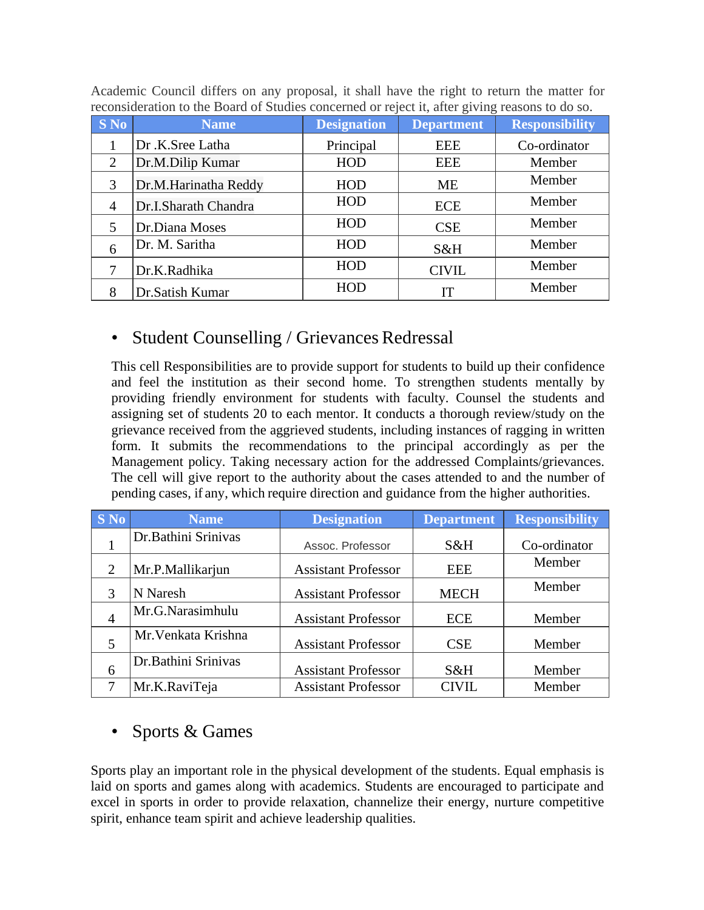Academic Council differs on any proposal, it shall have the right to return the matter for reconsideration to the Board of Studies concerned or reject it, after giving reasons to do so.

| S No | Name | Designation | Department | Responsibility |
|---|---|---|---|---|
| 1 | Dr .K.Sree Latha | Principal | EEE | Co-ordinator |
| 2 | Dr.M.Dilip Kumar | HOD | EEE | Member |
| 3 | Dr.M.Harinatha Reddy | HOD | ME | Member |
| 4 | Dr.I.Sharath Chandra | HOD | ECE | Member |
| 5 | Dr.Diana Moses | HOD | CSE | Member |
| 6 | Dr. M. Saritha | HOD | S&H | Member |
| 7 | Dr.K.Radhika | HOD | CIVIL | Member |
| 8 | Dr.Satish Kumar | HOD | IT | Member |

- ## Student Counselling / Grievances Redressal

This cell Responsibilities are to provide support for students to build up their confidence and feel the institution as their second home. To strengthen students mentally by providing friendly environment for students with faculty. Counsel the students and assigning set of students 20 to each mentor. It conducts a thorough review/study on the grievance received from the aggrieved students, including instances of ragging in written form. It submits the recommendations to the principal accordingly as per the Management policy. Taking necessary action for the addressed Complaints/grievances. The cell will give report to the authority about the cases attended to and the number of pending cases, if any, which require direction and guidance from the higher authorities.

| S No | Name | Designation | Department | Responsibility |
|---|---|---|---|---|
| 1 | Dr.Bathini Srinivas | Assoc. Professor | S&H | Co-ordinator |
| 2 | Mr.P.Mallikarjun | Assistant Professor | EEE | Member |
| 3 | N Naresh | Assistant Professor | MECH | Member |
| 4 | Mr.G.Narasimhulu | Assistant Professor | ECE | Member |
| 5 | Mr.Venkata Krishna | Assistant Professor | CSE | Member |
| 6 | Dr.Bathini Srinivas | Assistant Professor | S&H | Member |
| 7 | Mr.K.RaviTeja | Assistant Professor | CIVIL | Member |

- ## Sports & Games

Sports play an important role in the physical development of the students. Equal emphasis is laid on sports and games along with academics. Students are encouraged to participate and excel in sports in order to provide relaxation, channelize their energy, nurture competitive spirit, enhance team spirit and achieve leadership qualities.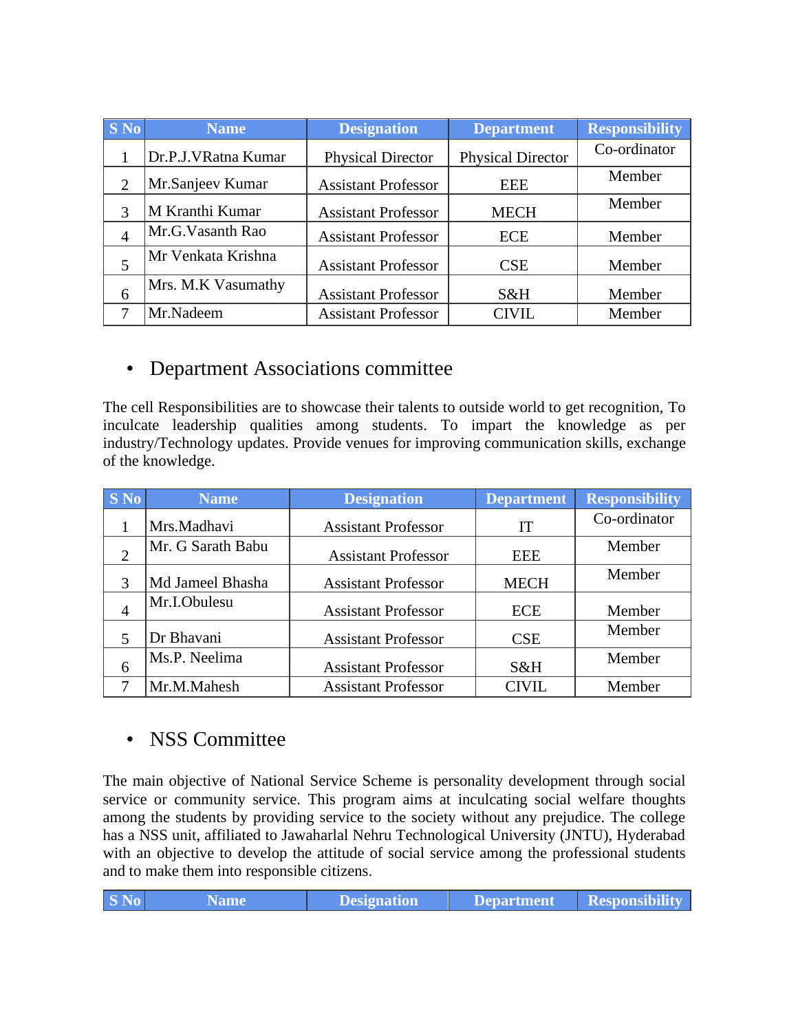| S No | Name | Designation | Department | Responsibility |
|---|---|---|---|---|
| 1 | Dr.P.J.VRatna Kumar | Physical Director | Physical Director | Co-ordinator |
| 2 | Mr.Sanjeev Kumar | Assistant Professor | EEE | Member |
| 3 | M Kranthi Kumar | Assistant Professor | MECH | Member |
| 4 | Mr.G.Vasanth Rao | Assistant Professor | ECE | Member |
| 5 | Mr Venkata Krishna | Assistant Professor | CSE | Member |
| 6 | Mrs. M.K Vasumathy | Assistant Professor | S&H | Member |
| 7 | Mr.Nadeem | Assistant Professor | CIVIL | Member |

- Department Associations committee

The cell Responsibilities are to showcase their talents to outside world to get recognition, To inculcate leadership qualities among students. To impart the knowledge as per industry/Technology updates. Provide venues for improving communication skills, exchange of the knowledge.

| S No | Name | Designation | Department | Responsibility |
|---|---|---|---|---|
| 1 | Mrs.Madhavi | Assistant Professor | IT | Co-ordinator |
| 2 | Mr. G Sarath Babu | Assistant Professor | EEE | Member |
| 3 | Md Jameel Bhasha | Assistant Professor | MECH | Member |
| 4 | Mr.I.Obulesu | Assistant Professor | ECE | Member |
| 5 | Dr Bhavani | Assistant Professor | CSE | Member |
| 6 | Ms.P. Neelima | Assistant Professor | S&H | Member |
| 7 | Mr.M.Mahesh | Assistant Professor | CIVIL | Member |

- NSS Committee

The main objective of National Service Scheme is personality development through social service or community service. This program aims at inculcating social welfare thoughts among the students by providing service to the society without any prejudice. The college has a NSS unit, affiliated to Jawaharlal Nehru Technological University (JNTU), Hyderabad with an objective to develop the attitude of social service among the professional students and to make them into responsible citizens.

| S No | Name | Designation | Department | Responsibility |
|---|---|---|---|---|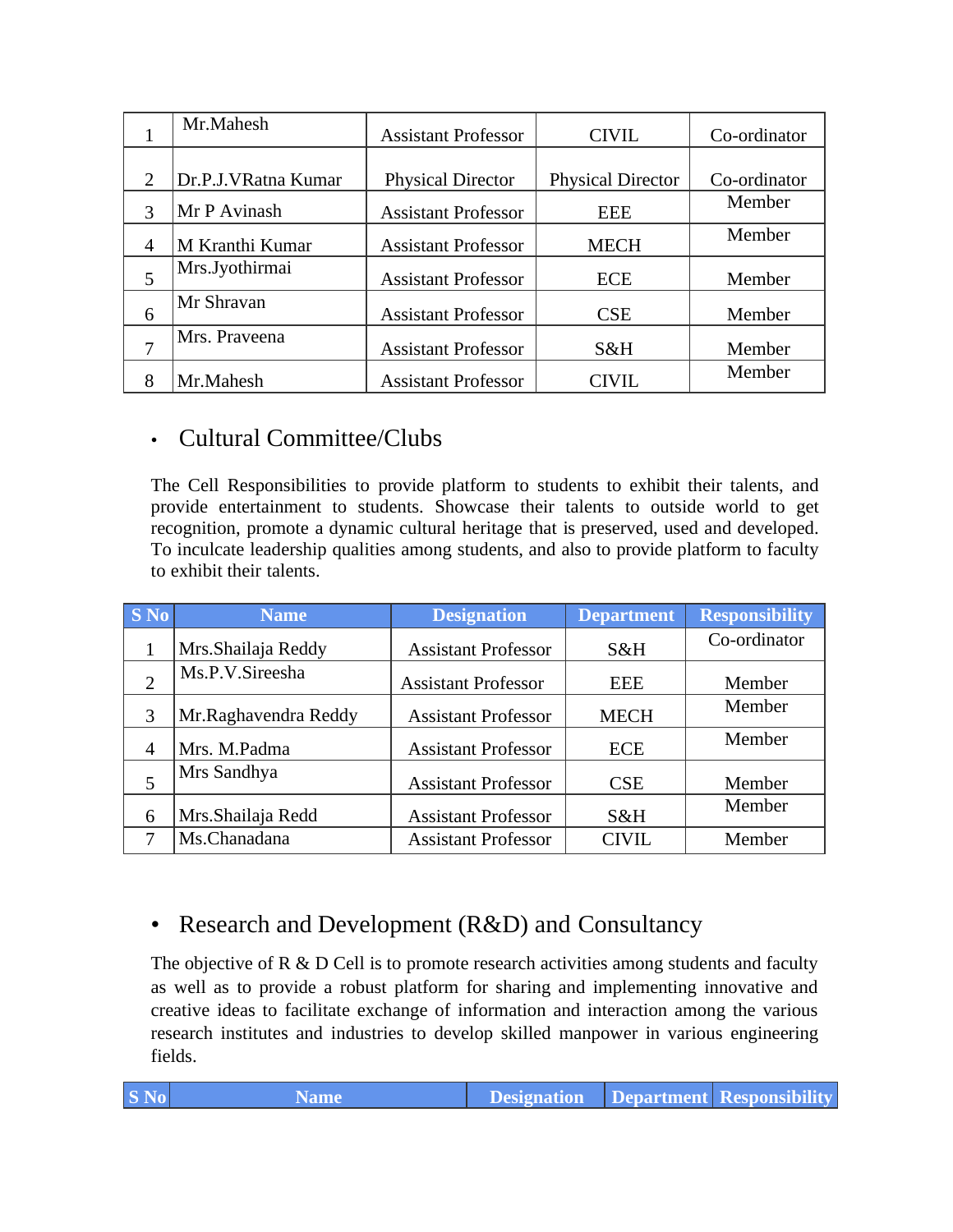| | | | | |
|---|---|---|---|---|
| 1 | Mr.Mahesh | Assistant Professor | CIVIL | Co-ordinator |
| 2 | Dr.P.J.VRatna Kumar | Physical Director | Physical Director | Co-ordinator |
| 3 | Mr P Avinash | Assistant Professor | EEE | Member |
| 4 | M Kranthi Kumar | Assistant Professor | MECH | Member |
| 5 | Mrs.Jyothirmai | Assistant Professor | ECE | Member |
| 6 | Mr Shravan | Assistant Professor | CSE | Member |
| 7 | Mrs. Praveena | Assistant Professor | S&H | Member |
| 8 | Mr.Mahesh | Assistant Professor | CIVIL | Member |

- ## Cultural Committee/Clubs

The Cell Responsibilities to provide platform to students to exhibit their talents, and provide entertainment to students. Showcase their talents to outside world to get recognition, promote a dynamic cultural heritage that is preserved, used and developed. To inculcate leadership qualities among students, and also to provide platform to faculty to exhibit their talents.

| S No | Name | Designation | Department | Responsibility |
|---|---|---|---|---|
| 1 | Mrs.Shailaja Reddy | Assistant Professor | S&H | Co-ordinator |
| 2 | Ms.P.V.Sireesha | Assistant Professor | EEE | Member |
| 3 | Mr.Raghavendra Reddy | Assistant Professor | MECH | Member |
| 4 | Mrs. M.Padma | Assistant Professor | ECE | Member |
| 5 | Mrs Sandhya | Assistant Professor | CSE | Member |
| 6 | Mrs.Shailaja Redd | Assistant Professor | S&H | Member |
| 7 | Ms.Chanadana | Assistant Professor | CIVIL | Member |

- ## Research and Development (R&D) and Consultancy

The objective of R & D Cell is to promote research activities among students and faculty as well as to provide a robust platform for sharing and implementing innovative and creative ideas to facilitate exchange of information and interaction among the various research institutes and industries to develop skilled manpower in various engineering fields.

| S No | Name | Designation | Department | Responsibility |
|---|---|---|---|---|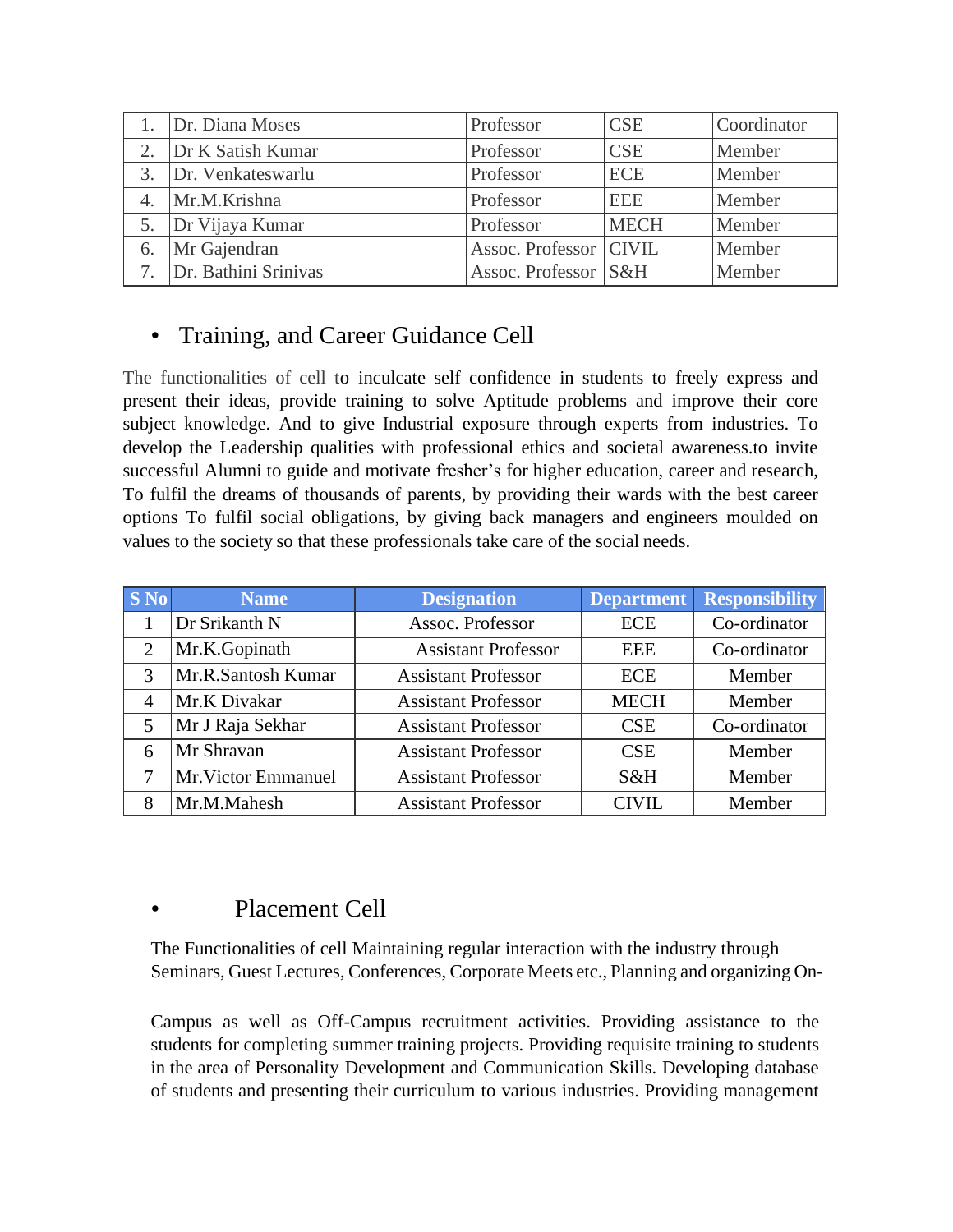| | | | | |
|---|---|---|---|---|
| 1. | Dr. Diana Moses | Professor | CSE | Coordinator |
| 2. | Dr K Satish Kumar | Professor | CSE | Member |
| 3. | Dr. Venkateswarlu | Professor | ECE | Member |
| 4. | Mr.M.Krishna | Professor | EEE | Member |
| 5. | Dr Vijaya Kumar | Professor | MECH | Member |
| 6. | Mr Gajendran | Assoc. Professor | CIVIL | Member |
| 7. | Dr. Bathini Srinivas | Assoc. Professor | S&H | Member |

- Training, and Career Guidance Cell

The functionalities of cell to inculcate self confidence in students to freely express and present their ideas, provide training to solve Aptitude problems and improve their core subject knowledge. And to give Industrial exposure through experts from industries. To develop the Leadership qualities with professional ethics and societal awareness.to invite successful Alumni to guide and motivate fresher's for higher education, career and research, To fulfil the dreams of thousands of parents, by providing their wards with the best career options To fulfil social obligations, by giving back managers and engineers moulded on values to the society so that these professionals take care of the social needs.

| S No | Name | Designation | Department | Responsibility |
|---|---|---|---|---|
| 1 | Dr Srikanth N | Assoc. Professor | ECE | Co-ordinator |
| 2 | Mr.K.Gopinath | Assistant Professor | EEE | Co-ordinator |
| 3 | Mr.R.Santosh Kumar | Assistant Professor | ECE | Member |
| 4 | Mr.K Divakar | Assistant Professor | MECH | Member |
| 5 | Mr J Raja Sekhar | Assistant Professor | CSE | Co-ordinator |
| 6 | Mr Shravan | Assistant Professor | CSE | Member |
| 7 | Mr.Victor Emmanuel | Assistant Professor | S&H | Member |
| 8 | Mr.M.Mahesh | Assistant Professor | CIVIL | Member |

- Placement Cell

The Functionalities of cell Maintaining regular interaction with the industry through Seminars, Guest Lectures, Conferences, Corporate Meets etc., Planning and organizing On-

Campus as well as Off-Campus recruitment activities. Providing assistance to the students for completing summer training projects. Providing requisite training to students in the area of Personality Development and Communication Skills. Developing database of students and presenting their curriculum to various industries. Providing management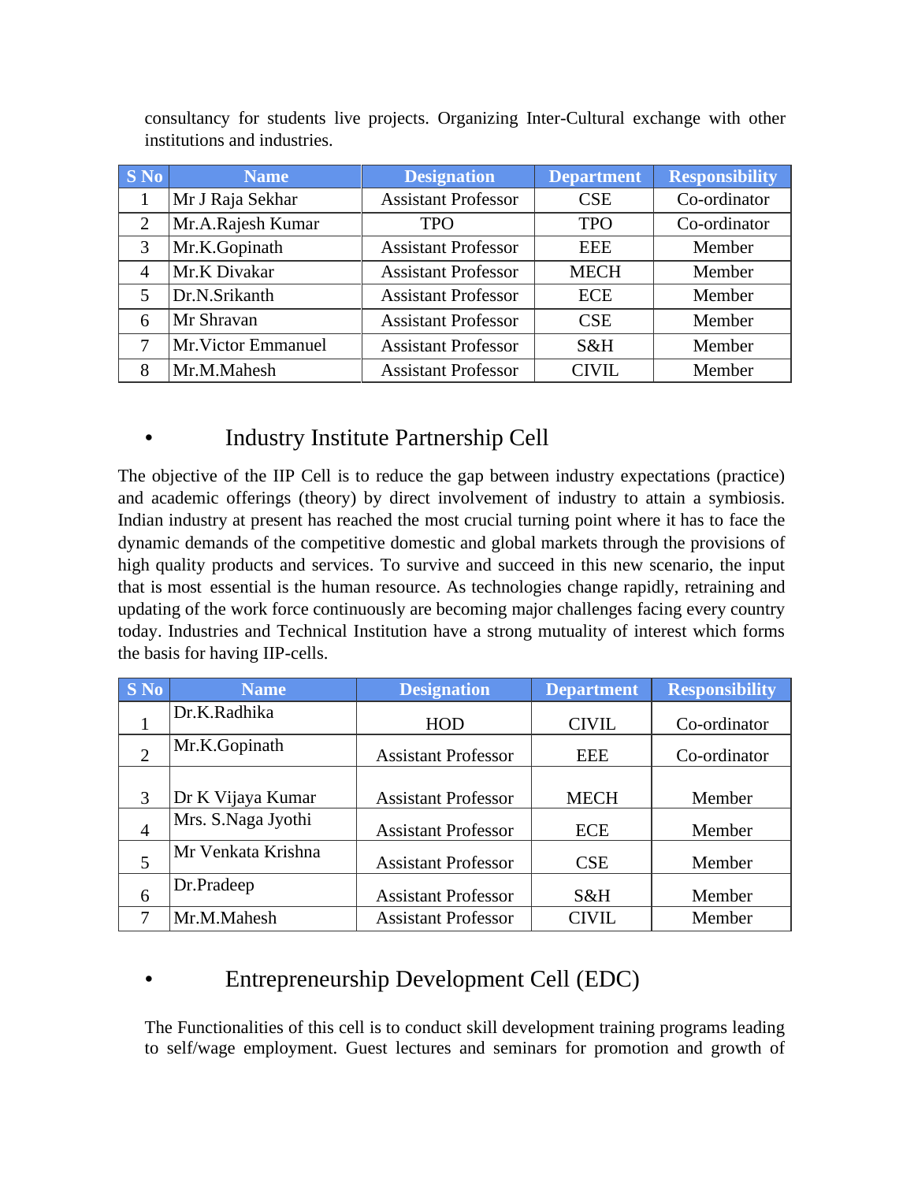consultancy for students live projects. Organizing Inter-Cultural exchange with other institutions and industries.

| S No | Name | Designation | Department | Responsibility |
|---|---|---|---|---|
| 1 | Mr J Raja Sekhar | Assistant Professor | CSE | Co-ordinator |
| 2 | Mr.A.Rajesh Kumar | TPO | TPO | Co-ordinator |
| 3 | Mr.K.Gopinath | Assistant Professor | EEE | Member |
| 4 | Mr.K Divakar | Assistant Professor | MECH | Member |
| 5 | Dr.N.Srikanth | Assistant Professor | ECE | Member |
| 6 | Mr Shravan | Assistant Professor | CSE | Member |
| 7 | Mr.Victor Emmanuel | Assistant Professor | S&H | Member |
| 8 | Mr.M.Mahesh | Assistant Professor | CIVIL | Member |

- ## Industry Institute Partnership Cell

The objective of the IIP Cell is to reduce the gap between industry expectations (practice) and academic offerings (theory) by direct involvement of industry to attain a symbiosis. Indian industry at present has reached the most crucial turning point where it has to face the dynamic demands of the competitive domestic and global markets through the provisions of high quality products and services. To survive and succeed in this new scenario, the input that is most essential is the human resource. As technologies change rapidly, retraining and updating of the work force continuously are becoming major challenges facing every country today. Industries and Technical Institution have a strong mutuality of interest which forms the basis for having IIP-cells.

| S No | Name | Designation | Department | Responsibility |
|---|---|---|---|---|
| 1 | Dr.K.Radhika | HOD | CIVIL | Co-ordinator |
| 2 | Mr.K.Gopinath | Assistant Professor | EEE | Co-ordinator |
| 3 | Dr K Vijaya Kumar | Assistant Professor | MECH | Member |
| 4 | Mrs. S.Naga Jyothi | Assistant Professor | ECE | Member |
| 5 | Mr Venkata Krishna | Assistant Professor | CSE | Member |
| 6 | Dr.Pradeep | Assistant Professor | S&H | Member |
| 7 | Mr.M.Mahesh | Assistant Professor | CIVIL | Member |

- ## Entrepreneurship Development Cell (EDC)

The Functionalities of this cell is to conduct skill development training programs leading to self/wage employment. Guest lectures and seminars for promotion and growth of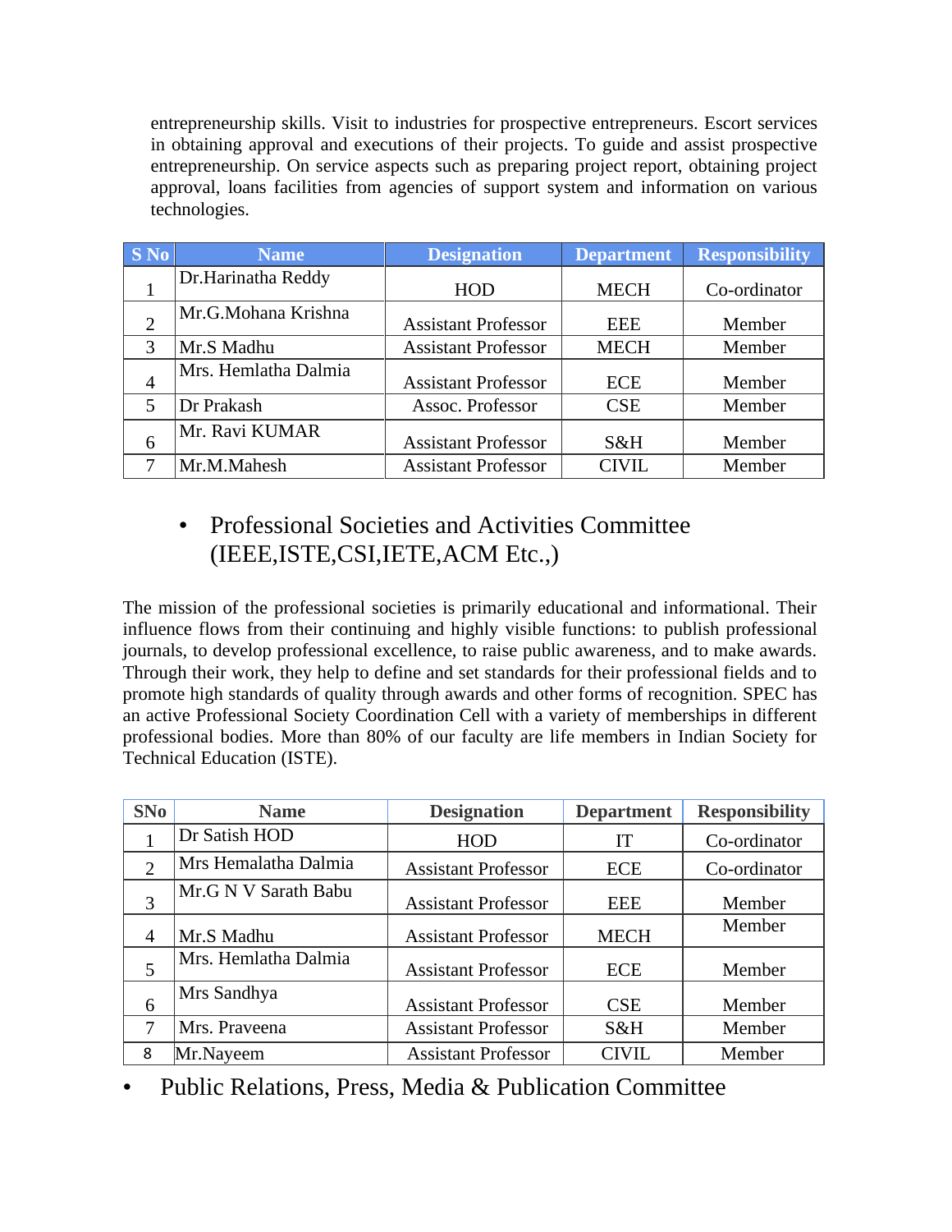entrepreneurship skills. Visit to industries for prospective entrepreneurs. Escort services in obtaining approval and executions of their projects. To guide and assist prospective entrepreneurship. On service aspects such as preparing project report, obtaining project approval, loans facilities from agencies of support system and information on various technologies.

| S No | Name | Designation | Department | Responsibility |
|---|---|---|---|---|
| 1 | Dr.Harinatha Reddy | HOD | MECH | Co-ordinator |
| 2 | Mr.G.Mohana Krishna | Assistant Professor | EEE | Member |
| 3 | Mr.S Madhu | Assistant Professor | MECH | Member |
| 4 | Mrs. Hemlatha Dalmia | Assistant Professor | ECE | Member |
| 5 | Dr Prakash | Assoc. Professor | CSE | Member |
| 6 | Mr. Ravi KUMAR | Assistant Professor | S&H | Member |
| 7 | Mr.M.Mahesh | Assistant Professor | CIVIL | Member |

- Professional Societies and Activities Committee (IEEE,ISTE,CSI,IETE,ACM Etc.,)

The mission of the professional societies is primarily educational and informational. Their influence flows from their continuing and highly visible functions: to publish professional journals, to develop professional excellence, to raise public awareness, and to make awards. Through their work, they help to define and set standards for their professional fields and to promote high standards of quality through awards and other forms of recognition. SPEC has an active Professional Society Coordination Cell with a variety of memberships in different professional bodies. More than 80% of our faculty are life members in Indian Society for Technical Education (ISTE).

| SNo | Name | Designation | Department | Responsibility |
|---|---|---|---|---|
| 1 | Dr Satish HOD | HOD | IT | Co-ordinator |
| 2 | Mrs Hemalatha Dalmia | Assistant Professor | ECE | Co-ordinator |
| 3 | Mr.G N V Sarath Babu | Assistant Professor | EEE | Member |
| 4 | Mr.S Madhu | Assistant Professor | MECH | Member |
| 5 | Mrs. Hemlatha Dalmia | Assistant Professor | ECE | Member |
| 6 | Mrs Sandhya | Assistant Professor | CSE | Member |
| 7 | Mrs. Praveena | Assistant Professor | S&H | Member |
| 8 | Mr.Nayeem | Assistant Professor | CIVIL | Member |

- Public Relations, Press, Media & Publication Committee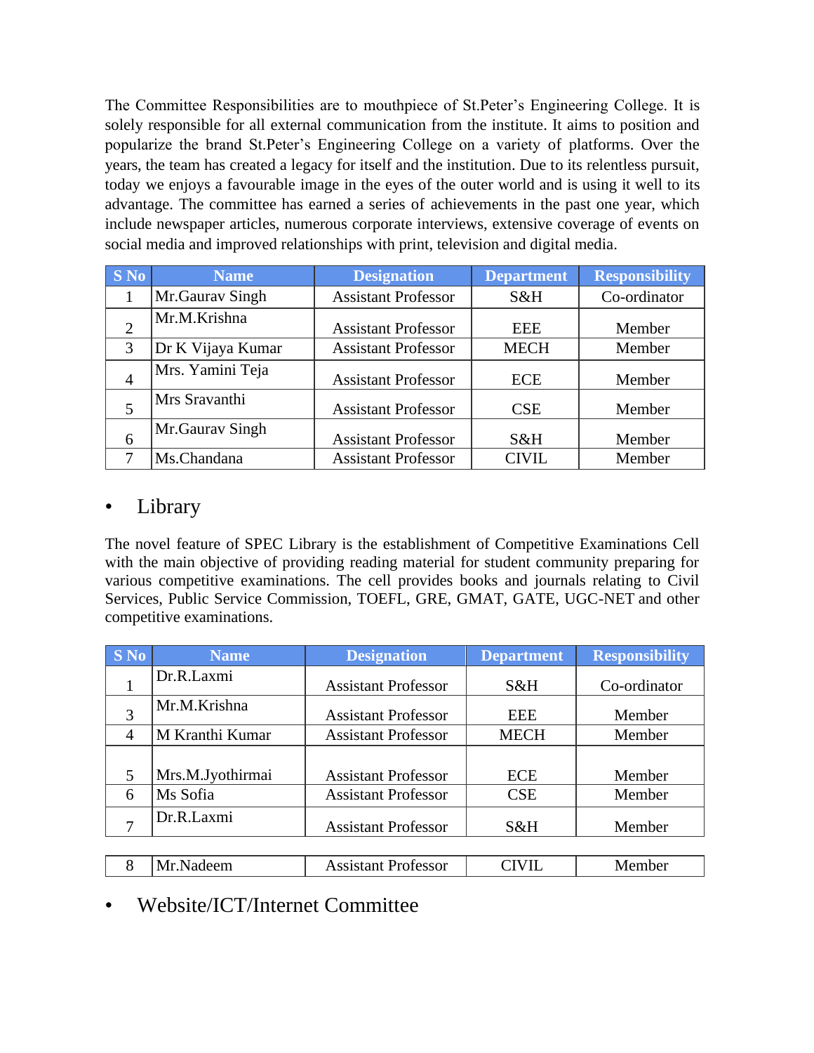The Committee Responsibilities are to mouthpiece of St.Peter's Engineering College. It is solely responsible for all external communication from the institute. It aims to position and popularize the brand St.Peter's Engineering College on a variety of platforms. Over the years, the team has created a legacy for itself and the institution. Due to its relentless pursuit, today we enjoys a favourable image in the eyes of the outer world and is using it well to its advantage. The committee has earned a series of achievements in the past one year, which include newspaper articles, numerous corporate interviews, extensive coverage of events on social media and improved relationships with print, television and digital media.

| S No | Name | Designation | Department | Responsibility |
|---|---|---|---|---|
| 1 | Mr.Gaurav Singh | Assistant Professor | S&H | Co-ordinator |
| 2 | Mr.M.Krishna | Assistant Professor | EEE | Member |
| 3 | Dr K Vijaya Kumar | Assistant Professor | MECH | Member |
| 4 | Mrs. Yamini Teja | Assistant Professor | ECE | Member |
| 5 | Mrs Sravanthi | Assistant Professor | CSE | Member |
| 6 | Mr.Gaurav Singh | Assistant Professor | S&H | Member |
| 7 | Ms.Chandana | Assistant Professor | CIVIL | Member |

- Library

The novel feature of SPEC Library is the establishment of Competitive Examinations Cell with the main objective of providing reading material for student community preparing for various competitive examinations. The cell provides books and journals relating to Civil Services, Public Service Commission, TOEFL, GRE, GMAT, GATE, UGC-NET and other competitive examinations.

| S No | Name | Designation | Department | Responsibility |
|---|---|---|---|---|
| 1 | Dr.R.Laxmi | Assistant Professor | S&H | Co-ordinator |
| 3 | Mr.M.Krishna | Assistant Professor | EEE | Member |
| 4 | M Kranthi Kumar | Assistant Professor | MECH | Member |
| 5 | Mrs.M.Jyothirmai | Assistant Professor | ECE | Member |
| 6 | Ms Sofia | Assistant Professor | CSE | Member |
| 7 | Dr.R.Laxmi | Assistant Professor | S&H | Member |
| 8 | Mr.Nadeem | Assistant Professor | CIVIL | Member |

- Website/ICT/Internet Committee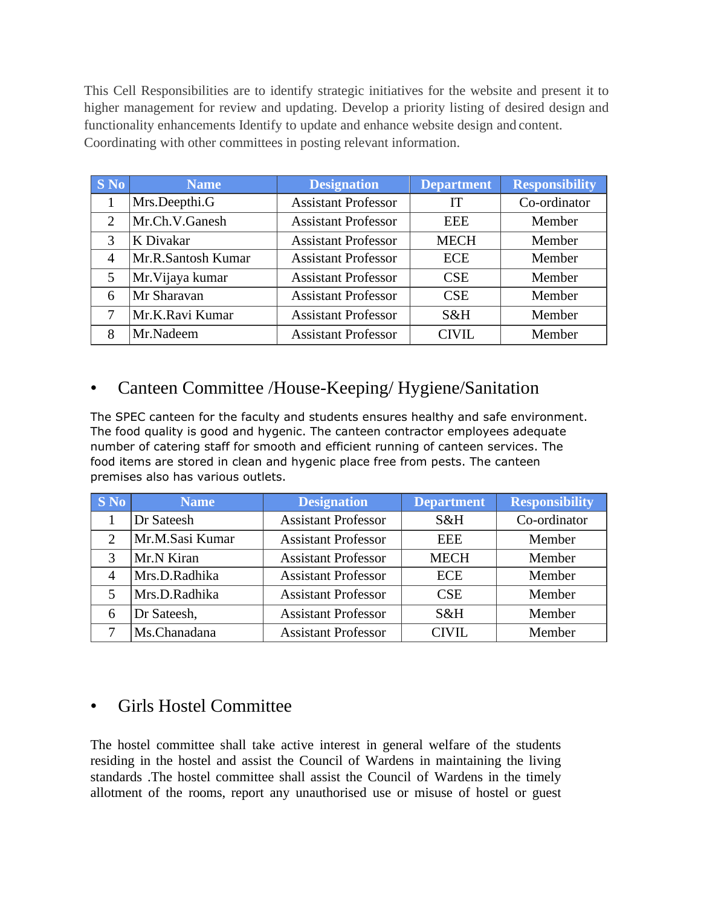This Cell Responsibilities are to identify strategic initiatives for the website and present it to higher management for review and updating. Develop a priority listing of desired design and functionality enhancements Identify to update and enhance website design and content. Coordinating with other committees in posting relevant information.

| S No | Name | Designation | Department | Responsibility |
|---|---|---|---|---|
| 1 | Mrs.Deepthi.G | Assistant Professor | IT | Co-ordinator |
| 2 | Mr.Ch.V.Ganesh | Assistant Professor | EEE | Member |
| 3 | K Divakar | Assistant Professor | MECH | Member |
| 4 | Mr.R.Santosh Kumar | Assistant Professor | ECE | Member |
| 5 | Mr.Vijaya kumar | Assistant Professor | CSE | Member |
| 6 | Mr Sharavan | Assistant Professor | CSE | Member |
| 7 | Mr.K.Ravi Kumar | Assistant Professor | S&H | Member |
| 8 | Mr.Nadeem | Assistant Professor | CIVIL | Member |

- ## Canteen Committee /House-Keeping/ Hygiene/Sanitation

The SPEC canteen for the faculty and students ensures healthy and safe environment. The food quality is good and hygenic. The canteen contractor employees adequate number of catering staff for smooth and efficient running of canteen services. The food items are stored in clean and hygenic place free from pests. The canteen premises also has various outlets.

| S No | Name | Designation | Department | Responsibility |
|---|---|---|---|---|
| 1 | Dr Sateesh | Assistant Professor | S&H | Co-ordinator |
| 2 | Mr.M.Sasi Kumar | Assistant Professor | EEE | Member |
| 3 | Mr.N Kiran | Assistant Professor | MECH | Member |
| 4 | Mrs.D.Radhika | Assistant Professor | ECE | Member |
| 5 | Mrs.D.Radhika | Assistant Professor | CSE | Member |
| 6 | Dr Sateesh, | Assistant Professor | S&H | Member |
| 7 | Ms.Chanadana | Assistant Professor | CIVIL | Member |

- ## Girls Hostel Committee

The hostel committee shall take active interest in general welfare of the students residing in the hostel and assist the Council of Wardens in maintaining the living standards .The hostel committee shall assist the Council of Wardens in the timely allotment of the rooms, report any unauthorised use or misuse of hostel or guest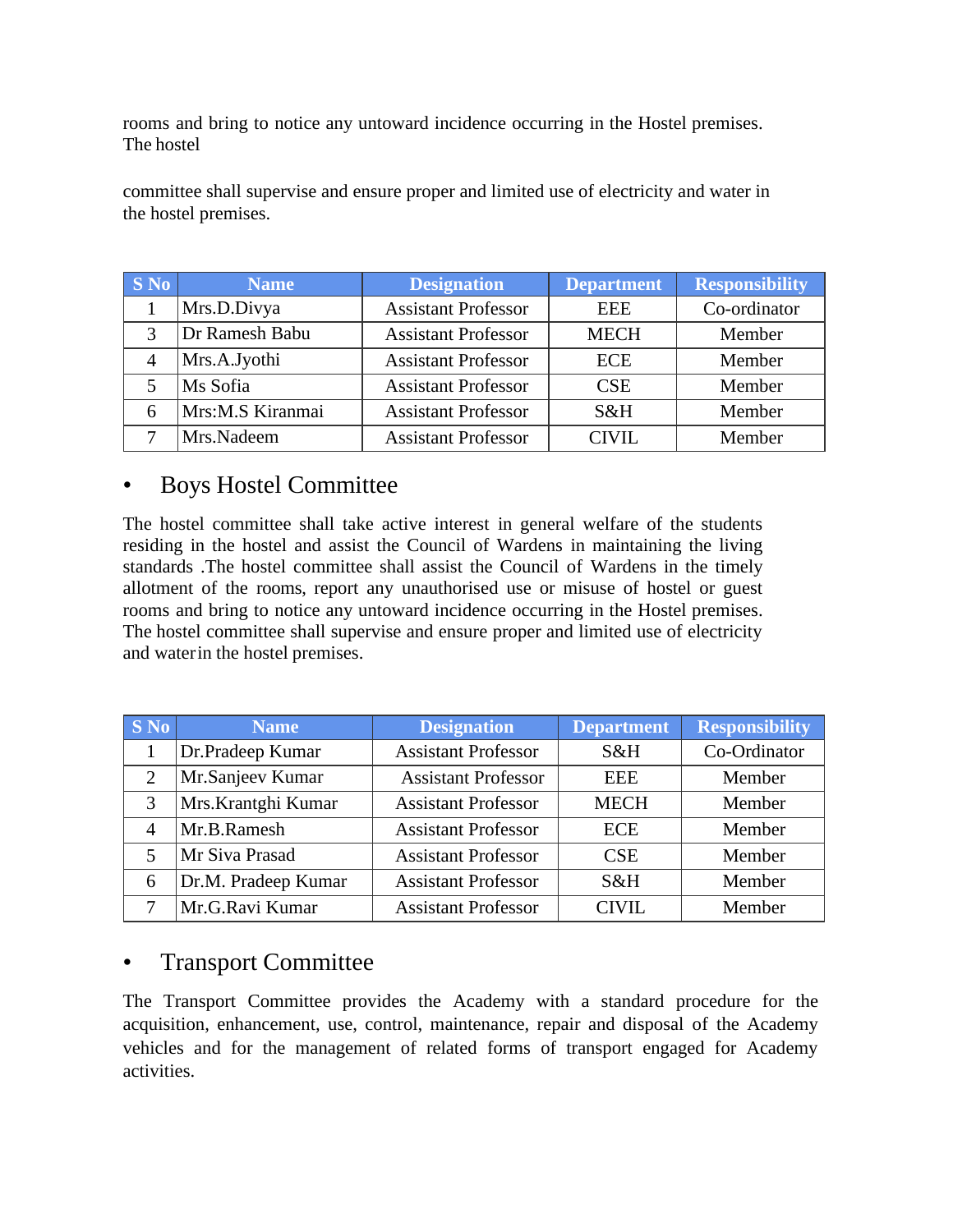rooms and bring to notice any untoward incidence occurring in the Hostel premises. The hostel

committee shall supervise and ensure proper and limited use of electricity and water in the hostel premises.

| S No | Name | Designation | Department | Responsibility |
|---|---|---|---|---|
| 1 | Mrs.D.Divya | Assistant Professor | EEE | Co-ordinator |
| 3 | Dr Ramesh Babu | Assistant Professor | MECH | Member |
| 4 | Mrs.A.Jyothi | Assistant Professor | ECE | Member |
| 5 | Ms Sofia | Assistant Professor | CSE | Member |
| 6 | Mrs:M.S Kiranmai | Assistant Professor | S&H | Member |
| 7 | Mrs.Nadeem | Assistant Professor | CIVIL | Member |

- Boys Hostel Committee

The hostel committee shall take active interest in general welfare of the students residing in the hostel and assist the Council of Wardens in maintaining the living standards .The hostel committee shall assist the Council of Wardens in the timely allotment of the rooms, report any unauthorised use or misuse of hostel or guest rooms and bring to notice any untoward incidence occurring in the Hostel premises. The hostel committee shall supervise and ensure proper and limited use of electricity and waterin the hostel premises.

| S No | Name | Designation | Department | Responsibility |
|---|---|---|---|---|
| 1 | Dr.Pradeep Kumar | Assistant Professor | S&H | Co-Ordinator |
| 2 | Mr.Sanjeev Kumar | Assistant Professor | EEE | Member |
| 3 | Mrs.Krantghi Kumar | Assistant Professor | MECH | Member |
| 4 | Mr.B.Ramesh | Assistant Professor | ECE | Member |
| 5 | Mr Siva Prasad | Assistant Professor | CSE | Member |
| 6 | Dr.M. Pradeep Kumar | Assistant Professor | S&H | Member |
| 7 | Mr.G.Ravi Kumar | Assistant Professor | CIVIL | Member |

- Transport Committee

The Transport Committee provides the Academy with a standard procedure for the acquisition, enhancement, use, control, maintenance, repair and disposal of the Academy vehicles and for the management of related forms of transport engaged for Academy activities.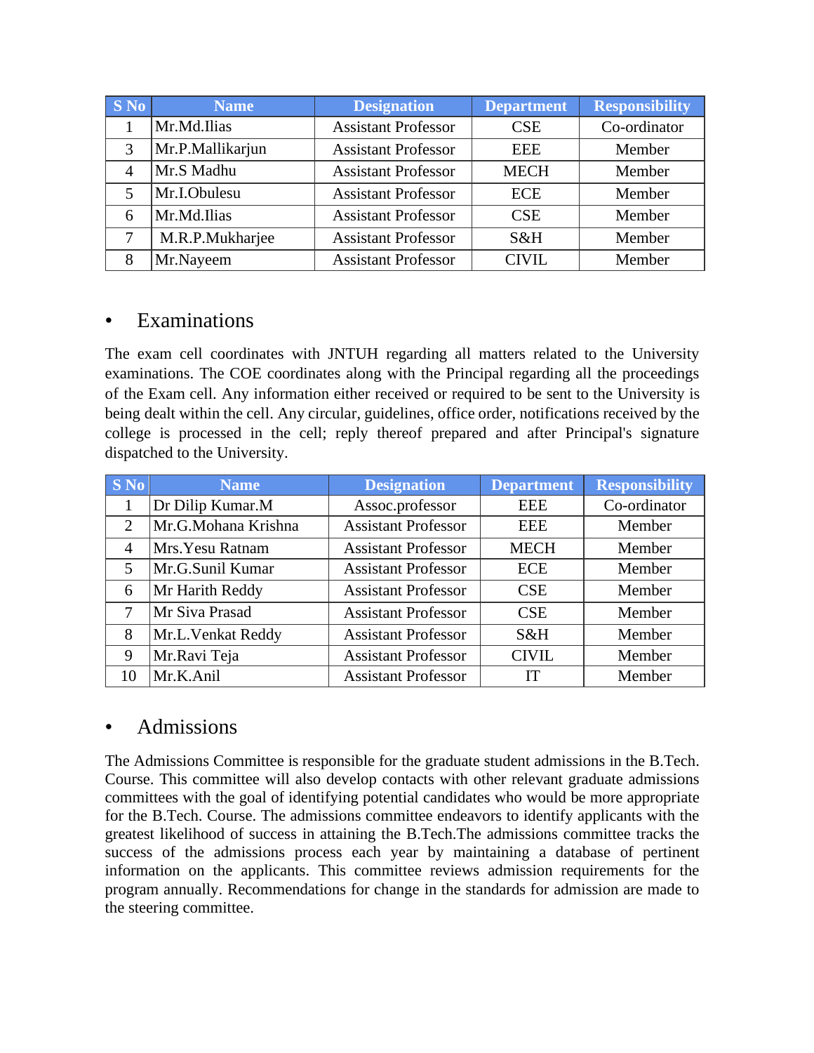| S No | Name | Designation | Department | Responsibility |
|---|---|---|---|---|
| 1 | Mr.Md.Ilias | Assistant Professor | CSE | Co-ordinator |
| 3 | Mr.P.Mallikarjun | Assistant Professor | EEE | Member |
| 4 | Mr.S Madhu | Assistant Professor | MECH | Member |
| 5 | Mr.I.Obulesu | Assistant Professor | ECE | Member |
| 6 | Mr.Md.Ilias | Assistant Professor | CSE | Member |
| 7 | M.R.P.Mukharjee | Assistant Professor | S&H | Member |
| 8 | Mr.Nayeem | Assistant Professor | CIVIL | Member |

- Examinations

The exam cell coordinates with JNTUH regarding all matters related to the University examinations. The COE coordinates along with the Principal regarding all the proceedings of the Exam cell. Any information either received or required to be sent to the University is being dealt within the cell. Any circular, guidelines, office order, notifications received by the college is processed in the cell; reply thereof prepared and after Principal's signature dispatched to the University.

| S No | Name | Designation | Department | Responsibility |
|---|---|---|---|---|
| 1 | Dr Dilip Kumar.M | Assoc.professor | EEE | Co-ordinator |
| 2 | Mr.G.Mohana Krishna | Assistant Professor | EEE | Member |
| 4 | Mrs.Yesu Ratnam | Assistant Professor | MECH | Member |
| 5 | Mr.G.Sunil Kumar | Assistant Professor | ECE | Member |
| 6 | Mr Harith Reddy | Assistant Professor | CSE | Member |
| 7 | Mr Siva Prasad | Assistant Professor | CSE | Member |
| 8 | Mr.L.Venkat Reddy | Assistant Professor | S&H | Member |
| 9 | Mr.Ravi Teja | Assistant Professor | CIVIL | Member |
| 10 | Mr.K.Anil | Assistant Professor | IT | Member |

- Admissions

The Admissions Committee is responsible for the graduate student admissions in the B.Tech. Course. This committee will also develop contacts with other relevant graduate admissions committees with the goal of identifying potential candidates who would be more appropriate for the B.Tech. Course. The admissions committee endeavors to identify applicants with the greatest likelihood of success in attaining the B.Tech.The admissions committee tracks the success of the admissions process each year by maintaining a database of pertinent information on the applicants. This committee reviews admission requirements for the program annually. Recommendations for change in the standards for admission are made to the steering committee.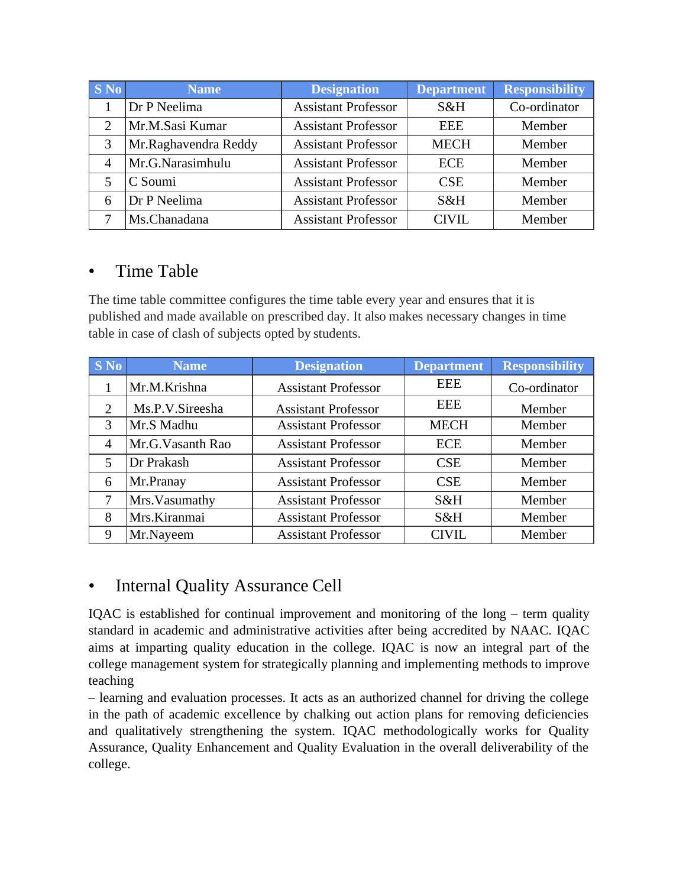| S No | Name | Designation | Department | Responsibility |
|---|---|---|---|---|
| 1 | Dr P Neelima | Assistant Professor | S&H | Co-ordinator |
| 2 | Mr.M.Sasi Kumar | Assistant Professor | EEE | Member |
| 3 | Mr.Raghavendra Reddy | Assistant Professor | MECH | Member |
| 4 | Mr.G.Narasimhulu | Assistant Professor | ECE | Member |
| 5 | C Soumi | Assistant Professor | CSE | Member |
| 6 | Dr P Neelima | Assistant Professor | S&H | Member |
| 7 | Ms.Chanadana | Assistant Professor | CIVIL | Member |

- ## Time Table

The time table committee configures the time table every year and ensures that it is published and made available on prescribed day. It also makes necessary changes in time table in case of clash of subjects opted by students.

| S No | Name | Designation | Department | Responsibility |
|---|---|---|---|---|
| 1 | Mr.M.Krishna | Assistant Professor | EEE | Co-ordinator |
| 2 | Ms.P.V.Sireesha | Assistant Professor | EEE | Member |
| 3 | Mr.S Madhu | Assistant Professor | MECH | Member |
| 4 | Mr.G.Vasanth Rao | Assistant Professor | ECE | Member |
| 5 | Dr Prakash | Assistant Professor | CSE | Member |
| 6 | Mr.Pranay | Assistant Professor | CSE | Member |
| 7 | Mrs.Vasumathy | Assistant Professor | S&H | Member |
| 8 | Mrs.Kiranmai | Assistant Professor | S&H | Member |
| 9 | Mr.Nayeem | Assistant Professor | CIVIL | Member |

- ## Internal Quality Assurance Cell

IQAC is established for continual improvement and monitoring of the long – term quality standard in academic and administrative activities after being accredited by NAAC. IQAC aims at imparting quality education in the college. IQAC is now an integral part of the college management system for strategically planning and implementing methods to improve teaching
– learning and evaluation processes. It acts as an authorized channel for driving the college in the path of academic excellence by chalking out action plans for removing deficiencies and qualitatively strengthening the system. IQAC methodologically works for Quality Assurance, Quality Enhancement and Quality Evaluation in the overall deliverability of the college.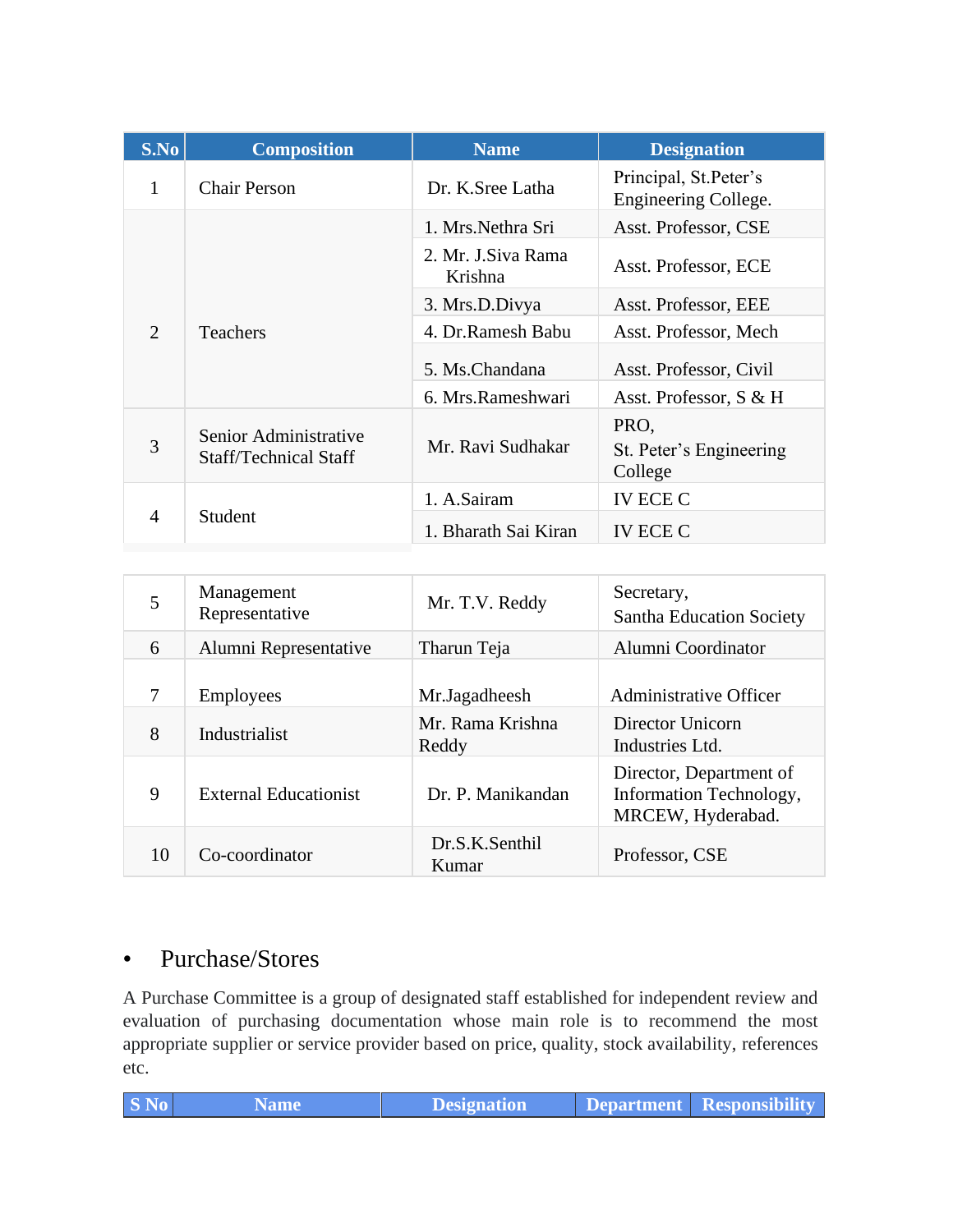| S.No | Composition | Name | Designation |
|---|---|---|---|
| 1 | Chair Person | Dr. K.Sree Latha | Principal, St.Peter's Engineering College. |
| 2 | Teachers | 1. Mrs.Nethra Sri | Asst. Professor, CSE |
| | | 2. Mr. J.Siva Rama Krishna | Asst. Professor, ECE |
| | | 3. Mrs.D.Divya | Asst. Professor, EEE |
| | | 4. Dr.Ramesh Babu | Asst. Professor, Mech |
| | | 5. Ms.Chandana | Asst. Professor, Civil |
| | | 6. Mrs.Rameshwari | Asst. Professor, S & H |
| 3 | Senior Administrative Staff/Technical Staff | Mr. Ravi Sudhakar | PRO, St. Peter's Engineering College |
| 4 | Student | 1. A.Sairam | IV ECE C |
| | | 1. Bharath Sai Kiran | IV ECE C |
| 5 | Management Representative | Mr. T.V. Reddy | Secretary, Santha Education Society |
| 6 | Alumni Representative | Tharun Teja | Alumni Coordinator |
| 7 | Employees | Mr.Jagadheesh | Administrative Officer |
| 8 | Industrialist | Mr. Rama Krishna Reddy | Director Unicorn Industries Ltd. |
| 9 | External Educationist | Dr. P. Manikandan | Director, Department of Information Technology, MRCEW, Hyderabad. |
| 10 | Co-coordinator | Dr.S.K.Senthil Kumar | Professor, CSE |

- Purchase/Stores

A Purchase Committee is a group of designated staff established for independent review and evaluation of purchasing documentation whose main role is to recommend the most appropriate supplier or service provider based on price, quality, stock availability, references etc.

| S No | Name | Designation | Department | Responsibility |
|---|---|---|---|---|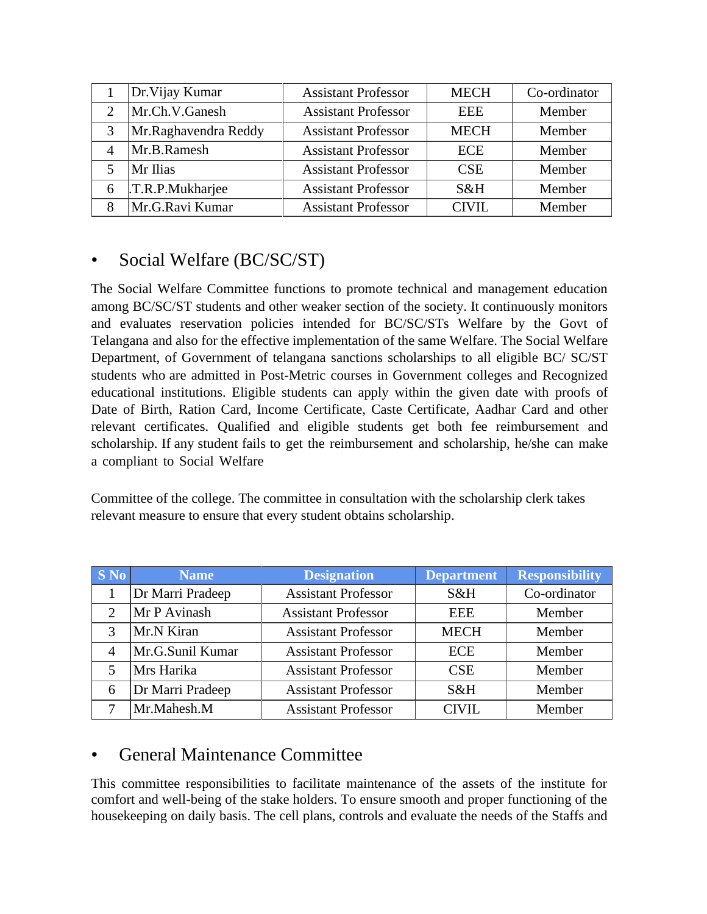| 1 | Dr.Vijay Kumar | Assistant Professor | MECH | Co-ordinator |
|---|---|---|---|---|
| 2 | Mr.Ch.V.Ganesh | Assistant Professor | EEE | Member |
| 3 | Mr.Raghavendra Reddy | Assistant Professor | MECH | Member |
| 4 | Mr.B.Ramesh | Assistant Professor | ECE | Member |
| 5 | Mr Ilias | Assistant Professor | CSE | Member |
| 6 | .T.R.P.Mukharjee | Assistant Professor | S&H | Member |
| 8 | Mr.G.Ravi Kumar | Assistant Professor | CIVIL | Member |

- ## Social Welfare (BC/SC/ST)

The Social Welfare Committee functions to promote technical and management education among BC/SC/ST students and other weaker section of the society. It continuously monitors and evaluates reservation policies intended for BC/SC/STs Welfare by the Govt of Telangana and also for the effective implementation of the same Welfare. The Social Welfare Department, of Government of telangana sanctions scholarships to all eligible BC/ SC/ST students who are admitted in Post-Metric courses in Government colleges and Recognized educational institutions. Eligible students can apply within the given date with proofs of Date of Birth, Ration Card, Income Certificate, Caste Certificate, Aadhar Card and other relevant certificates. Qualified and eligible students get both fee reimbursement and scholarship. If any student fails to get the reimbursement and scholarship, he/she can make a compliant to Social Welfare

Committee of the college. The committee in consultation with the scholarship clerk takes relevant measure to ensure that every student obtains scholarship.

| S No | Name | Designation | Department | Responsibility |
|---|---|---|---|---|
| 1 | Dr Marri Pradeep | Assistant Professor | S&H | Co-ordinator |
| 2 | Mr P Avinash | Assistant Professor | EEE | Member |
| 3 | Mr.N Kiran | Assistant Professor | MECH | Member |
| 4 | Mr.G.Sunil Kumar | Assistant Professor | ECE | Member |
| 5 | Mrs Harika | Assistant Professor | CSE | Member |
| 6 | Dr Marri Pradeep | Assistant Professor | S&H | Member |
| 7 | Mr.Mahesh.M | Assistant Professor | CIVIL | Member |

- ## General Maintenance Committee

This committee responsibilities to facilitate maintenance of the assets of the institute for comfort and well-being of the stake holders. To ensure smooth and proper functioning of the housekeeping on daily basis. The cell plans, controls and evaluate the needs of the Staffs and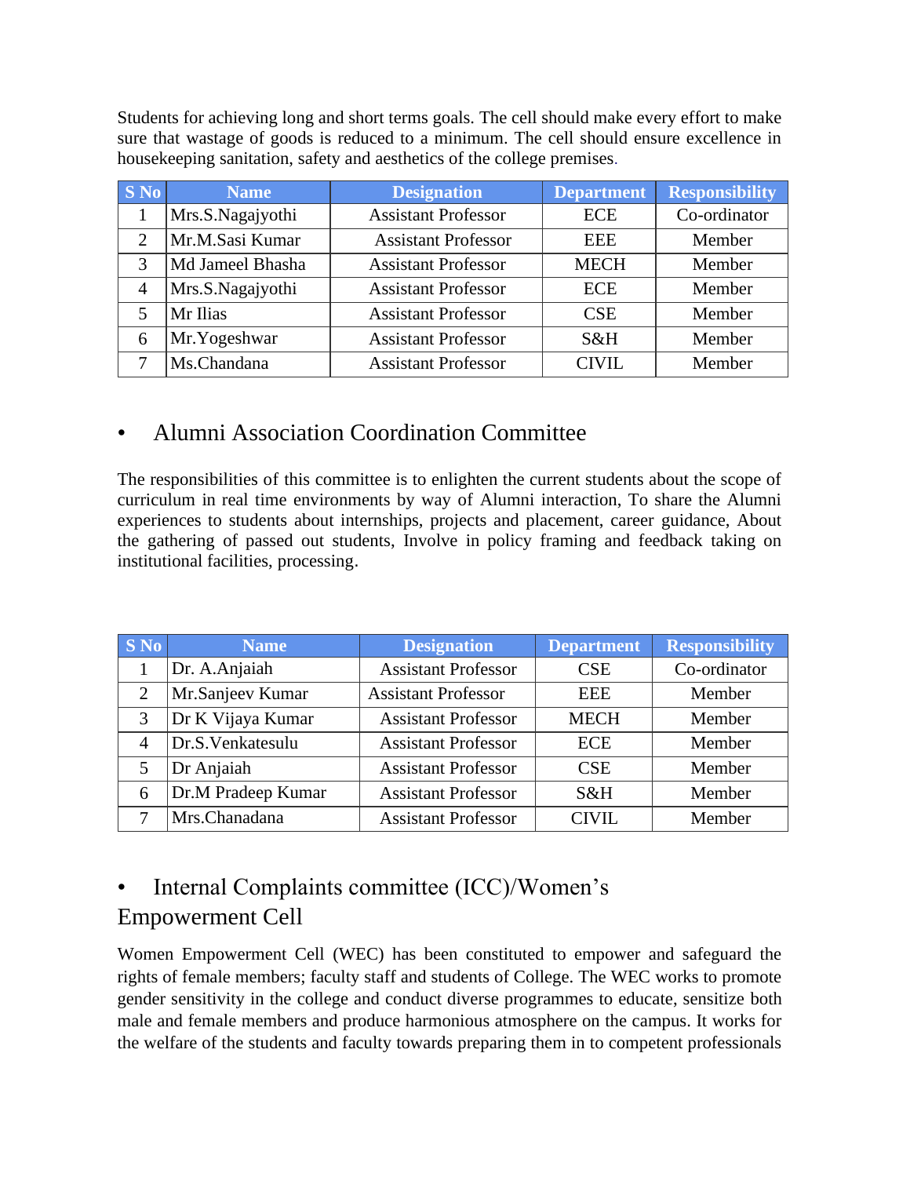Students for achieving long and short terms goals. The cell should make every effort to make sure that wastage of goods is reduced to a minimum. The cell should ensure excellence in housekeeping sanitation, safety and aesthetics of the college premises.

| S No | Name | Designation | Department | Responsibility |
|---|---|---|---|---|
| 1 | Mrs.S.Nagajyothi | Assistant Professor | ECE | Co-ordinator |
| 2 | Mr.M.Sasi Kumar | Assistant Professor | EEE | Member |
| 3 | Md Jameel Bhasha | Assistant Professor | MECH | Member |
| 4 | Mrs.S.Nagajyothi | Assistant Professor | ECE | Member |
| 5 | Mr Ilias | Assistant Professor | CSE | Member |
| 6 | Mr.Yogeshwar | Assistant Professor | S&H | Member |
| 7 | Ms.Chandana | Assistant Professor | CIVIL | Member |

## • Alumni Association Coordination Committee

The responsibilities of this committee is to enlighten the current students about the scope of curriculum in real time environments by way of Alumni interaction, To share the Alumni experiences to students about internships, projects and placement, career guidance, About the gathering of passed out students, Involve in policy framing and feedback taking on institutional facilities, processing.

| S No | Name | Designation | Department | Responsibility |
|---|---|---|---|---|
| 1 | Dr. A.Anjaiah | Assistant Professor | CSE | Co-ordinator |
| 2 | Mr.Sanjeev Kumar | Assistant Professor | EEE | Member |
| 3 | Dr K Vijaya Kumar | Assistant Professor | MECH | Member |
| 4 | Dr.S.Venkatesulu | Assistant Professor | ECE | Member |
| 5 | Dr Anjaiah | Assistant Professor | CSE | Member |
| 6 | Dr.M Pradeep Kumar | Assistant Professor | S&H | Member |
| 7 | Mrs.Chanadana | Assistant Professor | CIVIL | Member |

## • Internal Complaints committee (ICC)/Women's Empowerment Cell

Women Empowerment Cell (WEC) has been constituted to empower and safeguard the rights of female members; faculty staff and students of College. The WEC works to promote gender sensitivity in the college and conduct diverse programmes to educate, sensitize both male and female members and produce harmonious atmosphere on the campus. It works for the welfare of the students and faculty towards preparing them in to competent professionals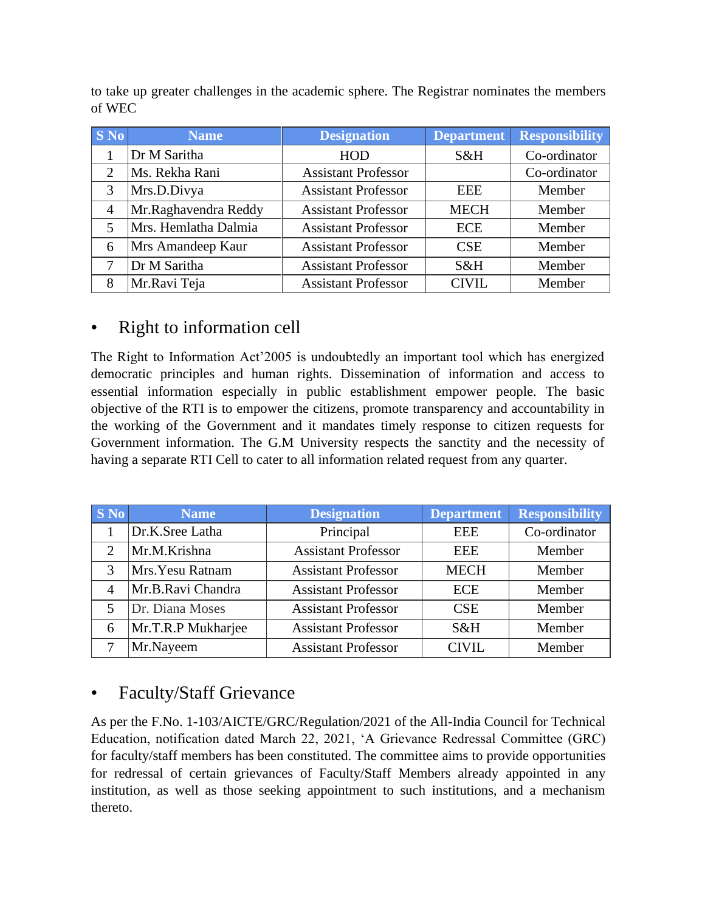to take up greater challenges in the academic sphere. The Registrar nominates the members of WEC

| S No | Name | Designation | Department | Responsibility |
|---|---|---|---|---|
| 1 | Dr M Saritha | HOD | S&H | Co-ordinator |
| 2 | Ms. Rekha Rani | Assistant Professor | | Co-ordinator |
| 3 | Mrs.D.Divya | Assistant Professor | EEE | Member |
| 4 | Mr.Raghavendra Reddy | Assistant Professor | MECH | Member |
| 5 | Mrs. Hemlatha Dalmia | Assistant Professor | ECE | Member |
| 6 | Mrs Amandeep Kaur | Assistant Professor | CSE | Member |
| 7 | Dr M Saritha | Assistant Professor | S&H | Member |
| 8 | Mr.Ravi Teja | Assistant Professor | CIVIL | Member |

- ## Right to information cell

The Right to Information Act'2005 is undoubtedly an important tool which has energized democratic principles and human rights. Dissemination of information and access to essential information especially in public establishment empower people. The basic objective of the RTI is to empower the citizens, promote transparency and accountability in the working of the Government and it mandates timely response to citizen requests for Government information. The G.M University respects the sanctity and the necessity of having a separate RTI Cell to cater to all information related request from any quarter.

| S No | Name | Designation | Department | Responsibility |
|---|---|---|---|---|
| 1 | Dr.K.Sree Latha | Principal | EEE | Co-ordinator |
| 2 | Mr.M.Krishna | Assistant Professor | EEE | Member |
| 3 | Mrs.Yesu Ratnam | Assistant Professor | MECH | Member |
| 4 | Mr.B.Ravi Chandra | Assistant Professor | ECE | Member |
| 5 | Dr. Diana Moses | Assistant Professor | CSE | Member |
| 6 | Mr.T.R.P Mukharjee | Assistant Professor | S&H | Member |
| 7 | Mr.Nayeem | Assistant Professor | CIVIL | Member |

- ## Faculty/Staff Grievance

As per the F.No. 1-103/AICTE/GRC/Regulation/2021 of the All-India Council for Technical Education, notification dated March 22, 2021, 'A Grievance Redressal Committee (GRC) for faculty/staff members has been constituted. The committee aims to provide opportunities for redressal of certain grievances of Faculty/Staff Members already appointed in any institution, as well as those seeking appointment to such institutions, and a mechanism thereto.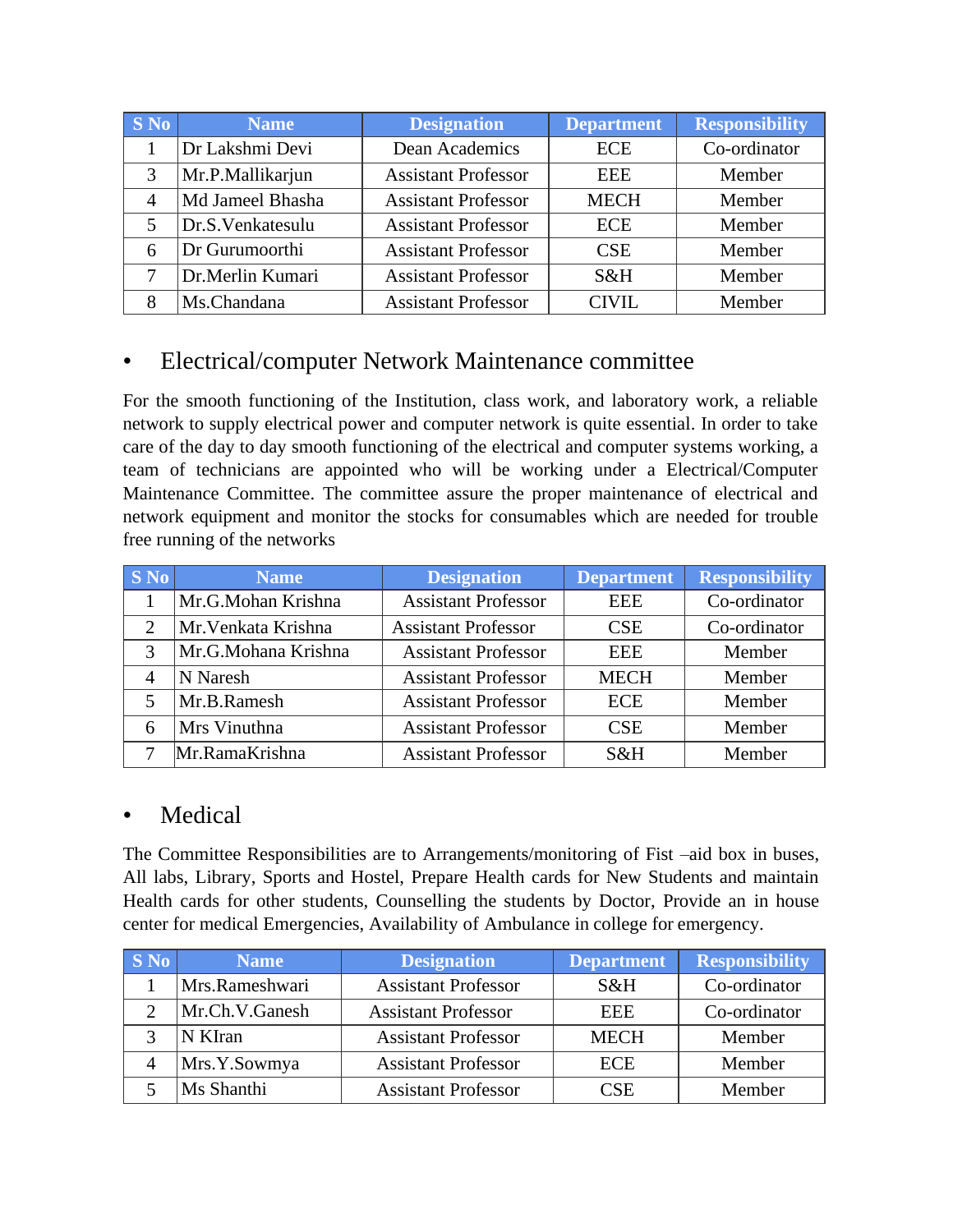| S No | Name | Designation | Department | Responsibility |
|---|---|---|---|---|
| 1 | Dr Lakshmi Devi | Dean Academics | ECE | Co-ordinator |
| 3 | Mr.P.Mallikarjun | Assistant Professor | EEE | Member |
| 4 | Md Jameel Bhasha | Assistant Professor | MECH | Member |
| 5 | Dr.S.Venkatesulu | Assistant Professor | ECE | Member |
| 6 | Dr Gurumoorthi | Assistant Professor | CSE | Member |
| 7 | Dr.Merlin Kumari | Assistant Professor | S&H | Member |
| 8 | Ms.Chandana | Assistant Professor | CIVIL | Member |

- ## Electrical/computer Network Maintenance committee

For the smooth functioning of the Institution, class work, and laboratory work, a reliable network to supply electrical power and computer network is quite essential. In order to take care of the day to day smooth functioning of the electrical and computer systems working, a team of technicians are appointed who will be working under a Electrical/Computer Maintenance Committee. The committee assure the proper maintenance of electrical and network equipment and monitor the stocks for consumables which are needed for trouble free running of the networks

| S No | Name | Designation | Department | Responsibility |
|---|---|---|---|---|
| 1 | Mr.G.Mohan Krishna | Assistant Professor | EEE | Co-ordinator |
| 2 | Mr.Venkata Krishna | Assistant Professor | CSE | Co-ordinator |
| 3 | Mr.G.Mohana Krishna | Assistant Professor | EEE | Member |
| 4 | N Naresh | Assistant Professor | MECH | Member |
| 5 | Mr.B.Ramesh | Assistant Professor | ECE | Member |
| 6 | Mrs Vinuthna | Assistant Professor | CSE | Member |
| 7 | Mr.RamaKrishna | Assistant Professor | S&H | Member |

- ## Medical

The Committee Responsibilities are to Arrangements/monitoring of Fist –aid box in buses, All labs, Library, Sports and Hostel, Prepare Health cards for New Students and maintain Health cards for other students, Counselling the students by Doctor, Provide an in house center for medical Emergencies, Availability of Ambulance in college for emergency.

| S No | Name | Designation | Department | Responsibility |
|---|---|---|---|---|
| 1 | Mrs.Rameshwari | Assistant Professor | S&H | Co-ordinator |
| 2 | Mr.Ch.V.Ganesh | Assistant Professor | EEE | Co-ordinator |
| 3 | N KIran | Assistant Professor | MECH | Member |
| 4 | Mrs.Y.Sowmya | Assistant Professor | ECE | Member |
| 5 | Ms Shanthi | Assistant Professor | CSE | Member |